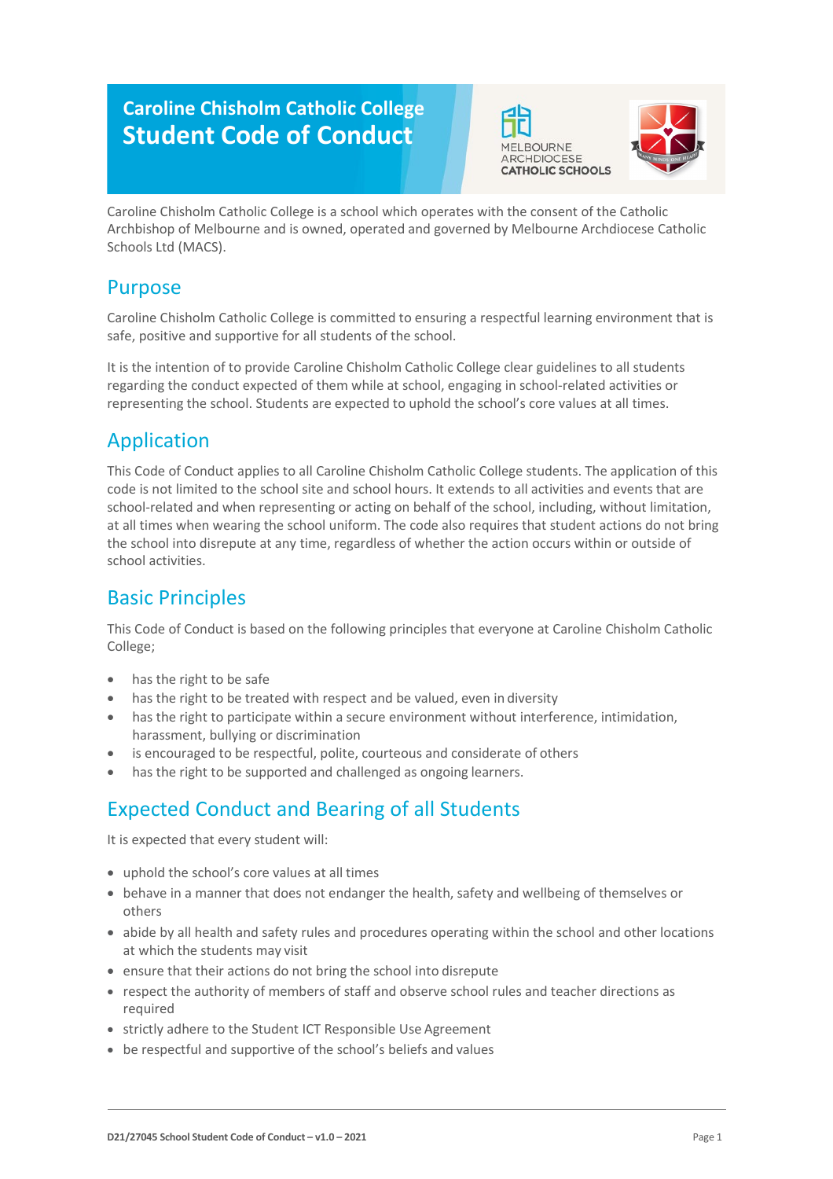# Caroline Chisholm Catholic College
# Student Code of Conduct

MELBOURNE ARCHDIOCESE CATHOLIC SCHOOLS

Caroline Chisholm Catholic College is a school which operates with the consent of the Catholic Archbishop of Melbourne and is owned, operated and governed by Melbourne Archdiocese Catholic Schools Ltd (MACS).

## Purpose

Caroline Chisholm Catholic College is committed to ensuring a respectful learning environment that is safe, positive and supportive for all students of the school.

It is the intention of to provide Caroline Chisholm Catholic College clear guidelines to all students regarding the conduct expected of them while at school, engaging in school-related activities or representing the school. Students are expected to uphold the school's core values at all times.

## Application

This Code of Conduct applies to all Caroline Chisholm Catholic College students. The application of this code is not limited to the school site and school hours. It extends to all activities and events that are school-related and when representing or acting on behalf of the school, including, without limitation, at all times when wearing the school uniform. The code also requires that student actions do not bring the school into disrepute at any time, regardless of whether the action occurs within or outside of school activities.

## Basic Principles

This Code of Conduct is based on the following principles that everyone at Caroline Chisholm Catholic College;

- has the right to be safe
- has the right to be treated with respect and be valued, even in diversity
- has the right to participate within a secure environment without interference, intimidation, harassment, bullying or discrimination
- is encouraged to be respectful, polite, courteous and considerate of others
- has the right to be supported and challenged as ongoing learners.

## Expected Conduct and Bearing of all Students

It is expected that every student will:

- uphold the school's core values at all times
- behave in a manner that does not endanger the health, safety and wellbeing of themselves or others
- abide by all health and safety rules and procedures operating within the school and other locations at which the students may visit
- ensure that their actions do not bring the school into disrepute
- respect the authority of members of staff and observe school rules and teacher directions as required
- strictly adhere to the Student ICT Responsible Use Agreement
- be respectful and supportive of the school's beliefs and values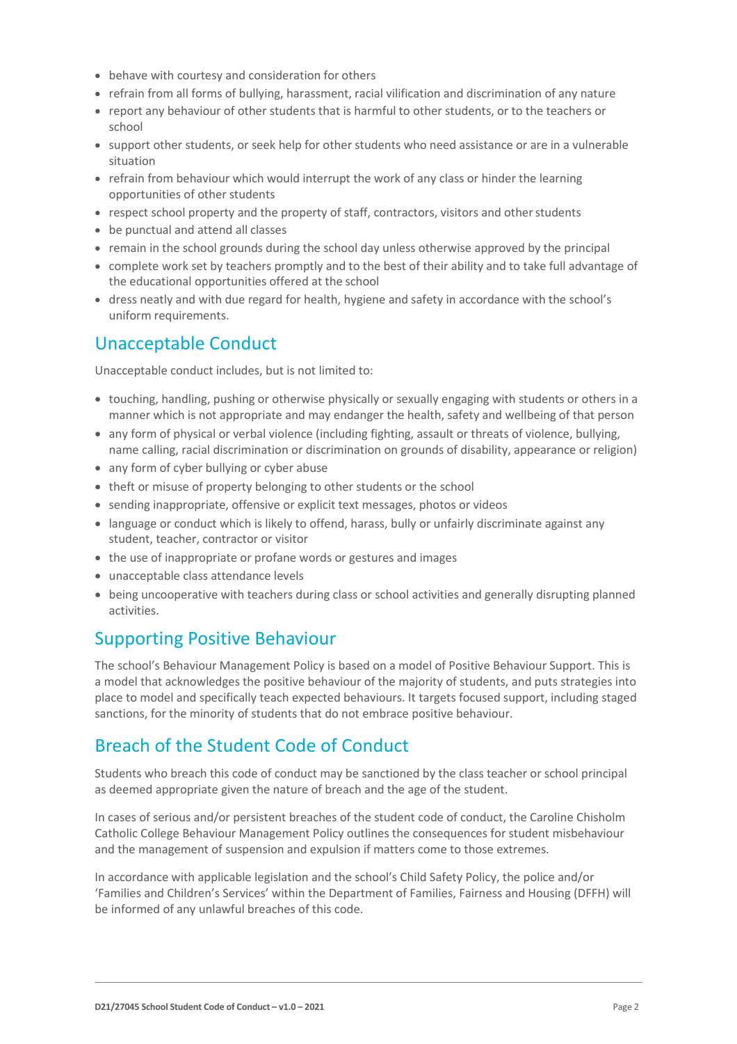- behave with courtesy and consideration for others
- refrain from all forms of bullying, harassment, racial vilification and discrimination of any nature
- report any behaviour of other students that is harmful to other students, or to the teachers or school
- support other students, or seek help for other students who need assistance or are in a vulnerable situation
- refrain from behaviour which would interrupt the work of any class or hinder the learning opportunities of other students
- respect school property and the property of staff, contractors, visitors and other students
- be punctual and attend all classes
- remain in the school grounds during the school day unless otherwise approved by the principal
- complete work set by teachers promptly and to the best of their ability and to take full advantage of the educational opportunities offered at the school
- dress neatly and with due regard for health, hygiene and safety in accordance with the school's uniform requirements.

## Unacceptable Conduct

Unacceptable conduct includes, but is not limited to:

- touching, handling, pushing or otherwise physically or sexually engaging with students or others in a manner which is not appropriate and may endanger the health, safety and wellbeing of that person
- any form of physical or verbal violence (including fighting, assault or threats of violence, bullying, name calling, racial discrimination or discrimination on grounds of disability, appearance or religion)
- any form of cyber bullying or cyber abuse
- theft or misuse of property belonging to other students or the school
- sending inappropriate, offensive or explicit text messages, photos or videos
- language or conduct which is likely to offend, harass, bully or unfairly discriminate against any student, teacher, contractor or visitor
- the use of inappropriate or profane words or gestures and images
- unacceptable class attendance levels
- being uncooperative with teachers during class or school activities and generally disrupting planned activities.

## Supporting Positive Behaviour

The school's Behaviour Management Policy is based on a model of Positive Behaviour Support. This is a model that acknowledges the positive behaviour of the majority of students, and puts strategies into place to model and specifically teach expected behaviours. It targets focused support, including staged sanctions, for the minority of students that do not embrace positive behaviour.

## Breach of the Student Code of Conduct

Students who breach this code of conduct may be sanctioned by the class teacher or school principal as deemed appropriate given the nature of breach and the age of the student.

In cases of serious and/or persistent breaches of the student code of conduct, the Caroline Chisholm Catholic College Behaviour Management Policy outlines the consequences for student misbehaviour and the management of suspension and expulsion if matters come to those extremes.

In accordance with applicable legislation and the school's Child Safety Policy, the police and/or 'Families and Children's Services' within the Department of Families, Fairness and Housing (DFFH) will be informed of any unlawful breaches of this code.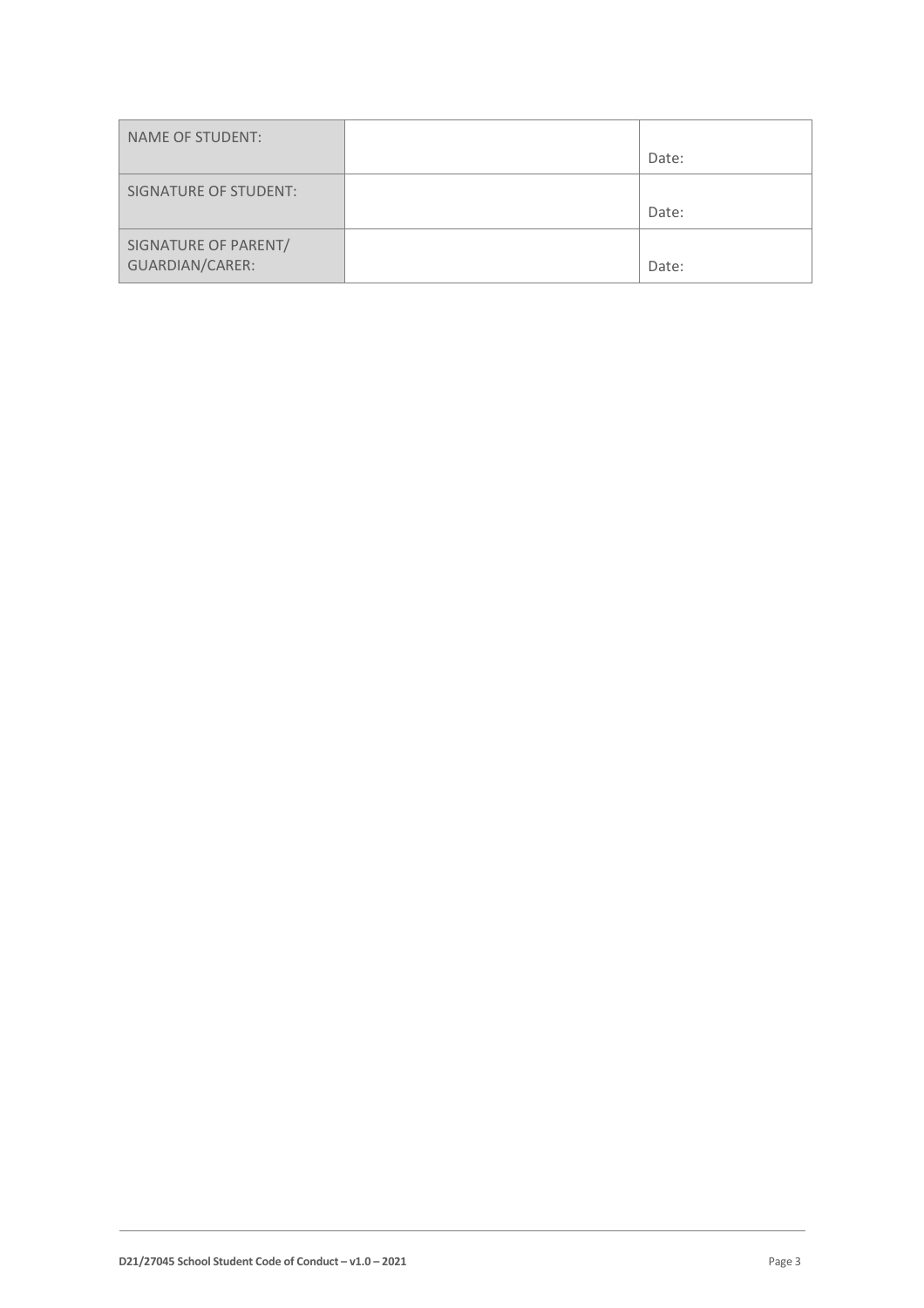| | | |
|---|---|---|
| NAME OF STUDENT: | | Date: |
| SIGNATURE OF STUDENT: | | Date: |
| SIGNATURE OF PARENT/ GUARDIAN/CARER: | | Date: |